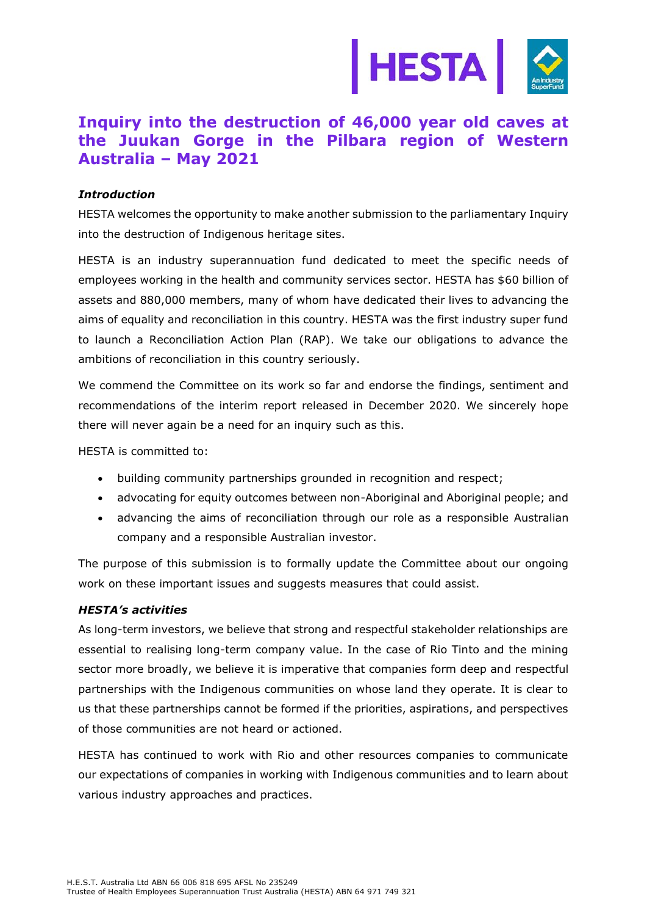# Inquiry into the destruction of 46,000 year old caves at the Juukan Gorge in the Pilbara region of Western Australia – May 2021

### *Introduction*

HESTA welcomes the opportunity to make another submission to the parliamentary Inquiry into the destruction of Indigenous heritage sites.

HESTA is an industry superannuation fund dedicated to meet the specific needs of employees working in the health and community services sector. HESTA has $60 billion of assets and 880,000 members, many of whom have dedicated their lives to advancing the aims of equality and reconciliation in this country. HESTA was the first industry super fund to launch a Reconciliation Action Plan (RAP). We take our obligations to advance the ambitions of reconciliation in this country seriously.

We commend the Committee on its work so far and endorse the findings, sentiment and recommendations of the interim report released in December 2020. We sincerely hope there will never again be a need for an inquiry such as this.

HESTA is committed to:

- building community partnerships grounded in recognition and respect;
- advocating for equity outcomes between non-Aboriginal and Aboriginal people; and
- advancing the aims of reconciliation through our role as a responsible Australian company and a responsible Australian investor.

The purpose of this submission is to formally update the Committee about our ongoing work on these important issues and suggests measures that could assist.

### *HESTA's activities*

As long-term investors, we believe that strong and respectful stakeholder relationships are essential to realising long-term company value. In the case of Rio Tinto and the mining sector more broadly, we believe it is imperative that companies form deep and respectful partnerships with the Indigenous communities on whose land they operate. It is clear to us that these partnerships cannot be formed if the priorities, aspirations, and perspectives of those communities are not heard or actioned.

HESTA has continued to work with Rio and other resources companies to communicate our expectations of companies in working with Indigenous communities and to learn about various industry approaches and practices.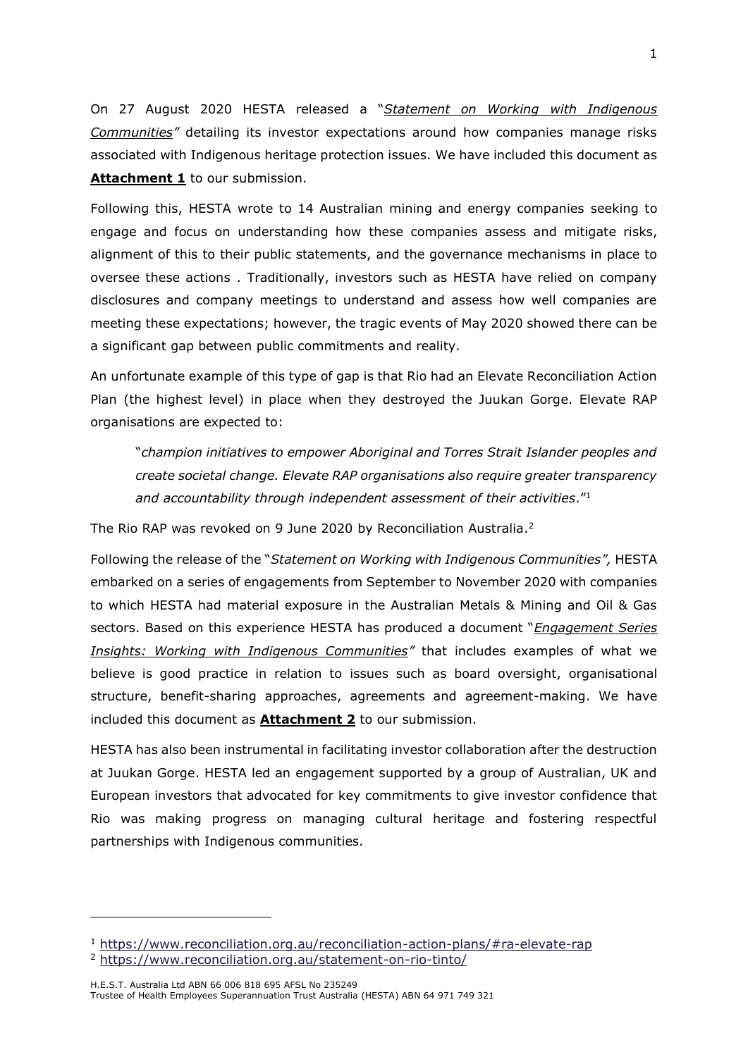On 27 August 2020 HESTA released a "*Statement on Working with Indigenous Communities"* detailing its investor expectations around how companies manage risks associated with Indigenous heritage protection issues. We have included this document as **Attachment 1** to our submission.

Following this, HESTA wrote to 14 Australian mining and energy companies seeking to engage and focus on understanding how these companies assess and mitigate risks, alignment of this to their public statements, and the governance mechanisms in place to oversee these actions . Traditionally, investors such as HESTA have relied on company disclosures and company meetings to understand and assess how well companies are meeting these expectations; however, the tragic events of May 2020 showed there can be a significant gap between public commitments and reality.

An unfortunate example of this type of gap is that Rio had an Elevate Reconciliation Action Plan (the highest level) in place when they destroyed the Juukan Gorge. Elevate RAP organisations are expected to:

> "*champion initiatives to empower Aboriginal and Torres Strait Islander peoples and create societal change. Elevate RAP organisations also require greater transparency and accountability through independent assessment of their activities*."[1]

The Rio RAP was revoked on 9 June 2020 by Reconciliation Australia.[2]

Following the release of the "*Statement on Working with Indigenous Communities",* HESTA embarked on a series of engagements from September to November 2020 with companies to which HESTA had material exposure in the Australian Metals & Mining and Oil & Gas sectors. Based on this experience HESTA has produced a document "*Engagement Series Insights: Working with Indigenous Communities"* that includes examples of what we believe is good practice in relation to issues such as board oversight, organisational structure, benefit-sharing approaches, agreements and agreement-making. We have included this document as **Attachment 2** to our submission.

HESTA has also been instrumental in facilitating investor collaboration after the destruction at Juukan Gorge. HESTA led an engagement supported by a group of Australian, UK and European investors that advocated for key commitments to give investor confidence that Rio was making progress on managing cultural heritage and fostering respectful partnerships with Indigenous communities.

---

[1] https://www.reconciliation.org.au/reconciliation-action-plans/#ra-elevate-rap

[2] https://www.reconciliation.org.au/statement-on-rio-tinto/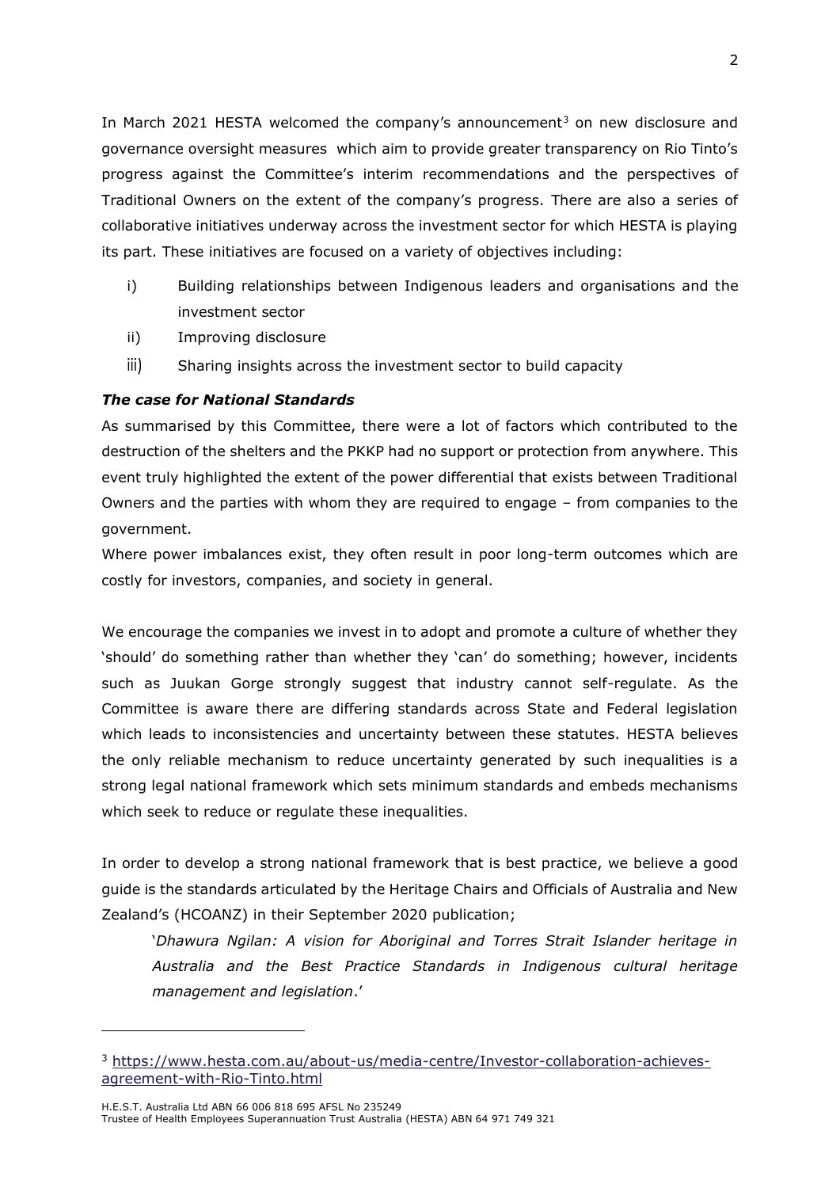In March 2021 HESTA welcomed the company's announcement[3] on new disclosure and governance oversight measures which aim to provide greater transparency on Rio Tinto's progress against the Committee's interim recommendations and the perspectives of Traditional Owners on the extent of the company's progress. There are also a series of collaborative initiatives underway across the investment sector for which HESTA is playing its part. These initiatives are focused on a variety of objectives including:

i) Building relationships between Indigenous leaders and organisations and the investment sector
ii) Improving disclosure
iii) Sharing insights across the investment sector to build capacity

### ***The case for National Standards***

As summarised by this Committee, there were a lot of factors which contributed to the destruction of the shelters and the PKKP had no support or protection from anywhere. This event truly highlighted the extent of the power differential that exists between Traditional Owners and the parties with whom they are required to engage – from companies to the government.

Where power imbalances exist, they often result in poor long-term outcomes which are costly for investors, companies, and society in general.

We encourage the companies we invest in to adopt and promote a culture of whether they 'should' do something rather than whether they 'can' do something; however, incidents such as Juukan Gorge strongly suggest that industry cannot self-regulate. As the Committee is aware there are differing standards across State and Federal legislation which leads to inconsistencies and uncertainty between these statutes. HESTA believes the only reliable mechanism to reduce uncertainty generated by such inequalities is a strong legal national framework which sets minimum standards and embeds mechanisms which seek to reduce or regulate these inequalities.

In order to develop a strong national framework that is best practice, we believe a good guide is the standards articulated by the Heritage Chairs and Officials of Australia and New Zealand's (HCOANZ) in their September 2020 publication;

> '*Dhawura Ngilan: A vision for Aboriginal and Torres Strait Islander heritage in Australia and the Best Practice Standards in Indigenous cultural heritage management and legislation*.'

---

[3] https://www.hesta.com.au/about-us/media-centre/Investor-collaboration-achieves-agreement-with-Rio-Tinto.html

H.E.S.T. Australia Ltd ABN 66 006 818 695 AFSL No 235249
Trustee of Health Employees Superannuation Trust Australia (HESTA) ABN 64 971 749 321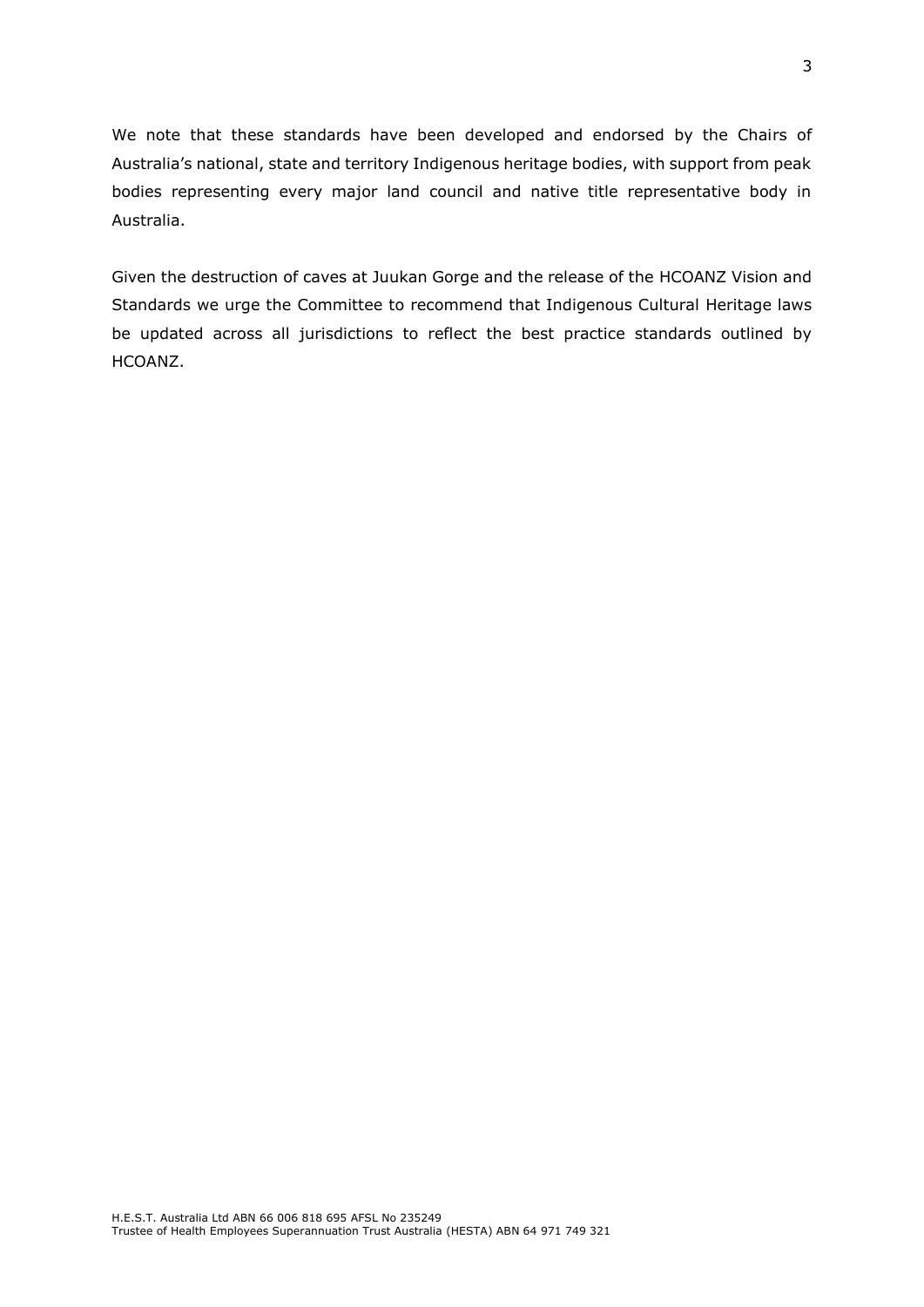We note that these standards have been developed and endorsed by the Chairs of Australia's national, state and territory Indigenous heritage bodies, with support from peak bodies representing every major land council and native title representative body in Australia.

Given the destruction of caves at Juukan Gorge and the release of the HCOANZ Vision and Standards we urge the Committee to recommend that Indigenous Cultural Heritage laws be updated across all jurisdictions to reflect the best practice standards outlined by HCOANZ.